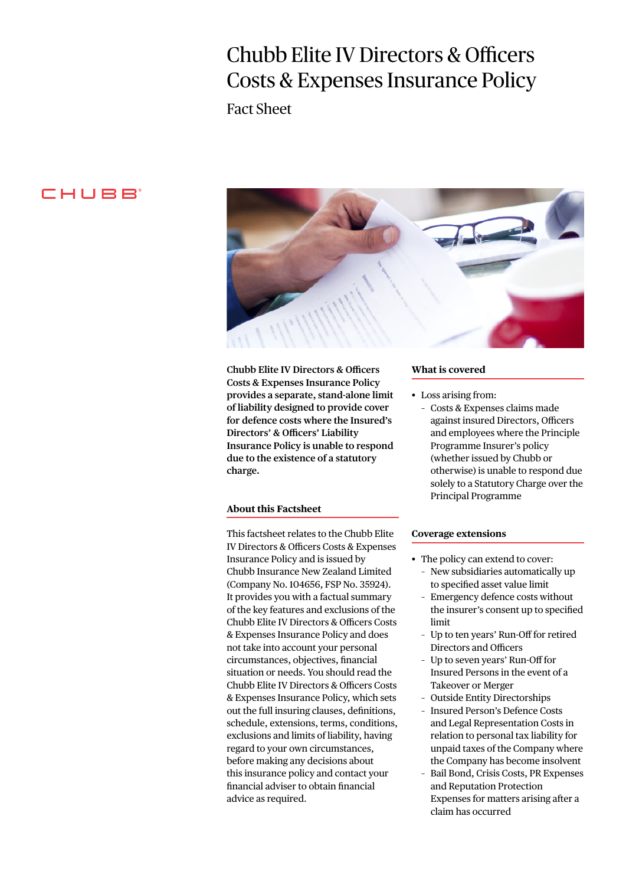# Chubb Elite IV Directors & Officers Costs & Expenses Insurance Policy

Fact Sheet

**Chubb Elite IV Directors & Officers Costs & Expenses Insurance Policy provides a separate, stand-alone limit of liability designed to provide cover for defence costs where the Insured's Directors' & Officers' Liability Insurance Policy is unable to respond due to the existence of a statutory charge.**

## About this Factsheet

This factsheet relates to the Chubb Elite IV Directors & Officers Costs & Expenses Insurance Policy and is issued by Chubb Insurance New Zealand Limited (Company No. 104656, FSP No. 35924). It provides you with a factual summary of the key features and exclusions of the Chubb Elite IV Directors & Officers Costs & Expenses Insurance Policy and does not take into account your personal circumstances, objectives, financial situation or needs. You should read the Chubb Elite IV Directors & Officers Costs & Expenses Insurance Policy, which sets out the full insuring clauses, definitions, schedule, extensions, terms, conditions, exclusions and limits of liability, having regard to your own circumstances, before making any decisions about this insurance policy and contact your financial adviser to obtain financial advice as required.

## What is covered

- Loss arising from:
  - Costs & Expenses claims made against insured Directors, Officers and employees where the Principle Programme Insurer's policy (whether issued by Chubb or otherwise) is unable to respond due solely to a Statutory Charge over the Principal Programme

## Coverage extensions

- The policy can extend to cover:
  - New subsidiaries automatically up to specified asset value limit
  - Emergency defence costs without the insurer's consent up to specified limit
  - Up to ten years' Run-Off for retired Directors and Officers
  - Up to seven years' Run-Off for Insured Persons in the event of a Takeover or Merger
  - Outside Entity Directorships
  - Insured Person's Defence Costs and Legal Representation Costs in relation to personal tax liability for unpaid taxes of the Company where the Company has become insolvent
  - Bail Bond, Crisis Costs, PR Expenses and Reputation Protection Expenses for matters arising after a claim has occurred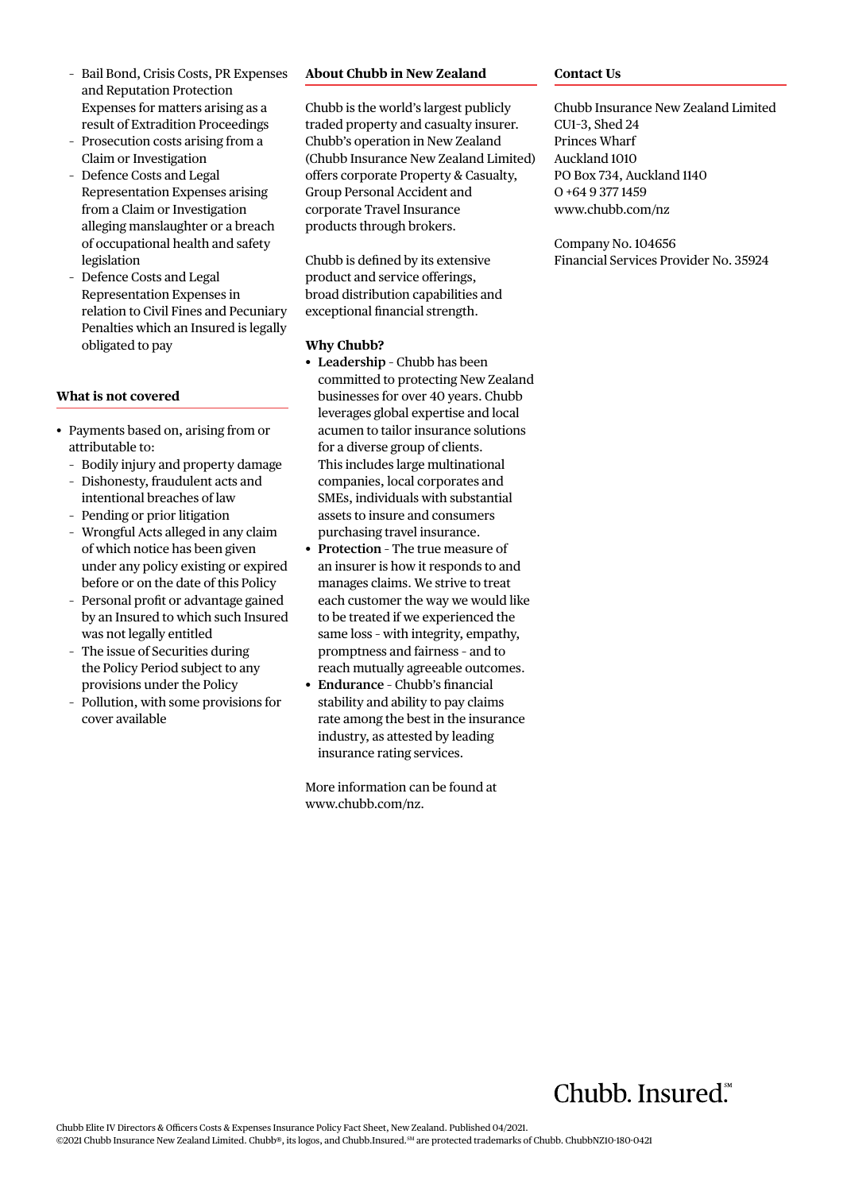- Bail Bond, Crisis Costs, PR Expenses and Reputation Protection Expenses for matters arising as a result of Extradition Proceedings
- Prosecution costs arising from a Claim or Investigation
- Defence Costs and Legal Representation Expenses arising from a Claim or Investigation alleging manslaughter or a breach of occupational health and safety legislation
- Defence Costs and Legal Representation Expenses in relation to Civil Fines and Pecuniary Penalties which an Insured is legally obligated to pay

### What is not covered

- Payments based on, arising from or attributable to:
  - Bodily injury and property damage
  - Dishonesty, fraudulent acts and intentional breaches of law
  - Pending or prior litigation
  - Wrongful Acts alleged in any claim of which notice has been given under any policy existing or expired before or on the date of this Policy
  - Personal profit or advantage gained by an Insured to which such Insured was not legally entitled
  - The issue of Securities during the Policy Period subject to any provisions under the Policy
  - Pollution, with some provisions for cover available

### About Chubb in New Zealand

Chubb is the world's largest publicly traded property and casualty insurer. Chubb's operation in New Zealand (Chubb Insurance New Zealand Limited) offers corporate Property & Casualty, Group Personal Accident and corporate Travel Insurance products through brokers.

Chubb is defined by its extensive product and service offerings, broad distribution capabilities and exceptional financial strength.

**Why Chubb?**

- **Leadership** – Chubb has been committed to protecting New Zealand businesses for over 40 years. Chubb leverages global expertise and local acumen to tailor insurance solutions for a diverse group of clients. This includes large multinational companies, local corporates and SMEs, individuals with substantial assets to insure and consumers purchasing travel insurance.
- **Protection** – The true measure of an insurer is how it responds to and manages claims. We strive to treat each customer the way we would like to be treated if we experienced the same loss – with integrity, empathy, promptness and fairness – and to reach mutually agreeable outcomes.
- **Endurance** – Chubb's financial stability and ability to pay claims rate among the best in the insurance industry, as attested by leading insurance rating services.

More information can be found at www.chubb.com/nz.

### Contact Us

Chubb Insurance New Zealand Limited
CU1-3, Shed 24
Princes Wharf
Auckland 1010
PO Box 734, Auckland 1140
O +64 9 377 1459
www.chubb.com/nz

Company No. 104656
Financial Services Provider No. 35924

Chubb. Insured.[SM]

Chubb Elite IV Directors & Officers Costs & Expenses Insurance Policy Fact Sheet, New Zealand. Published 04/2021.
©2021 Chubb Insurance New Zealand Limited. Chubb®, its logos, and Chubb.Insured.[SM] are protected trademarks of Chubb. ChubbNZ10-180-0421